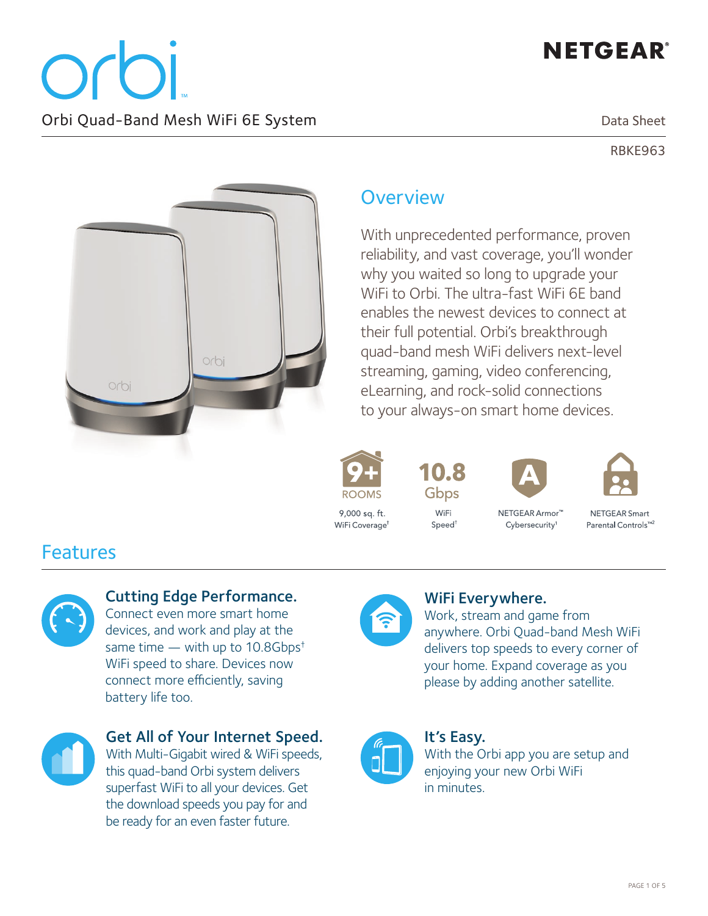# orbi™

NETGEAR®

Orbi Quad-Band Mesh WiFi 6E System

Data Sheet

RBKE963

## Overview

With unprecedented performance, proven reliability, and vast coverage, you'll wonder why you waited so long to upgrade your WiFi to Orbi. The ultra-fast WiFi 6E band enables the newest devices to connect at their full potential. Orbi's breakthrough quad-band mesh WiFi delivers next-level streaming, gaming, video conferencing, eLearning, and rock-solid connections to your always-on smart home devices.

- **9+ ROOMS** — 9,000 sq. ft. WiFi Coverage†
- **10.8 Gbps** — WiFi Speed†
- NETGEAR Armor™ Cybersecurity[1]
- NETGEAR Smart Parental Controls™[2]

## Features

### Cutting Edge Performance.

Connect even more smart home devices, and work and play at the same time — with up to 10.8Gbps† WiFi speed to share. Devices now connect more efficiently, saving battery life too.

### Get All of Your Internet Speed.

With Multi-Gigabit wired & WiFi speeds, this quad-band Orbi system delivers superfast WiFi to all your devices. Get the download speeds you pay for and be ready for an even faster future.

### WiFi Everywhere.

Work, stream and game from anywhere. Orbi Quad-band Mesh WiFi delivers top speeds to every corner of your home. Expand coverage as you please by adding another satellite.

### It's Easy.

With the Orbi app you are setup and enjoying your new Orbi WiFi in minutes.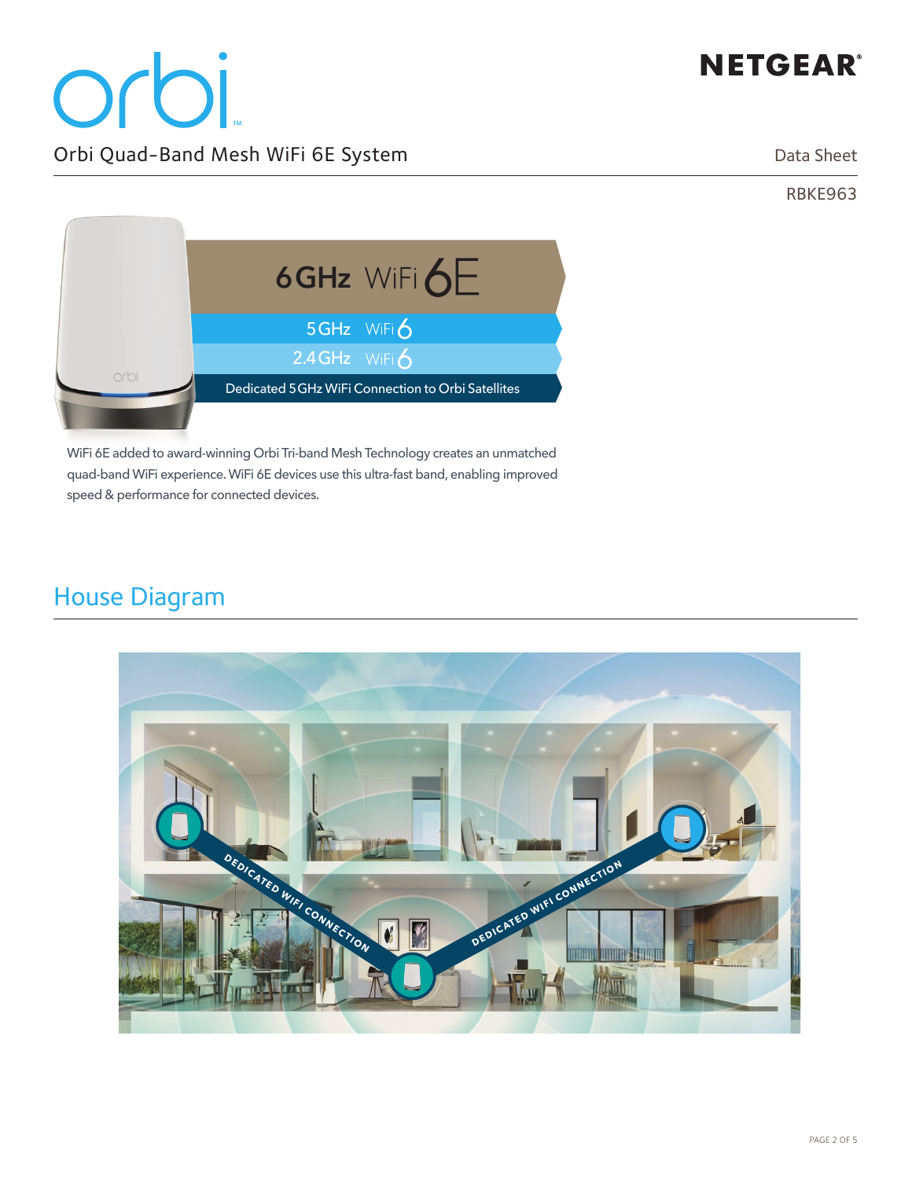# orbi

NETGEAR®

Orbi Quad-Band Mesh WiFi 6E System

Data Sheet

RBKE963

6GHz WiFi 6E

5GHz WiFi 6

2.4GHz WiFi 6

Dedicated 5GHz WiFi Connection to Orbi Satellites

WiFi 6E added to award-winning Orbi Tri-band Mesh Technology creates an unmatched quad-band WiFi experience. WiFi 6E devices use this ultra-fast band, enabling improved speed & performance for connected devices.

## House Diagram

DEDICATED WIFI CONNECTION

DEDICATED WIFI CONNECTION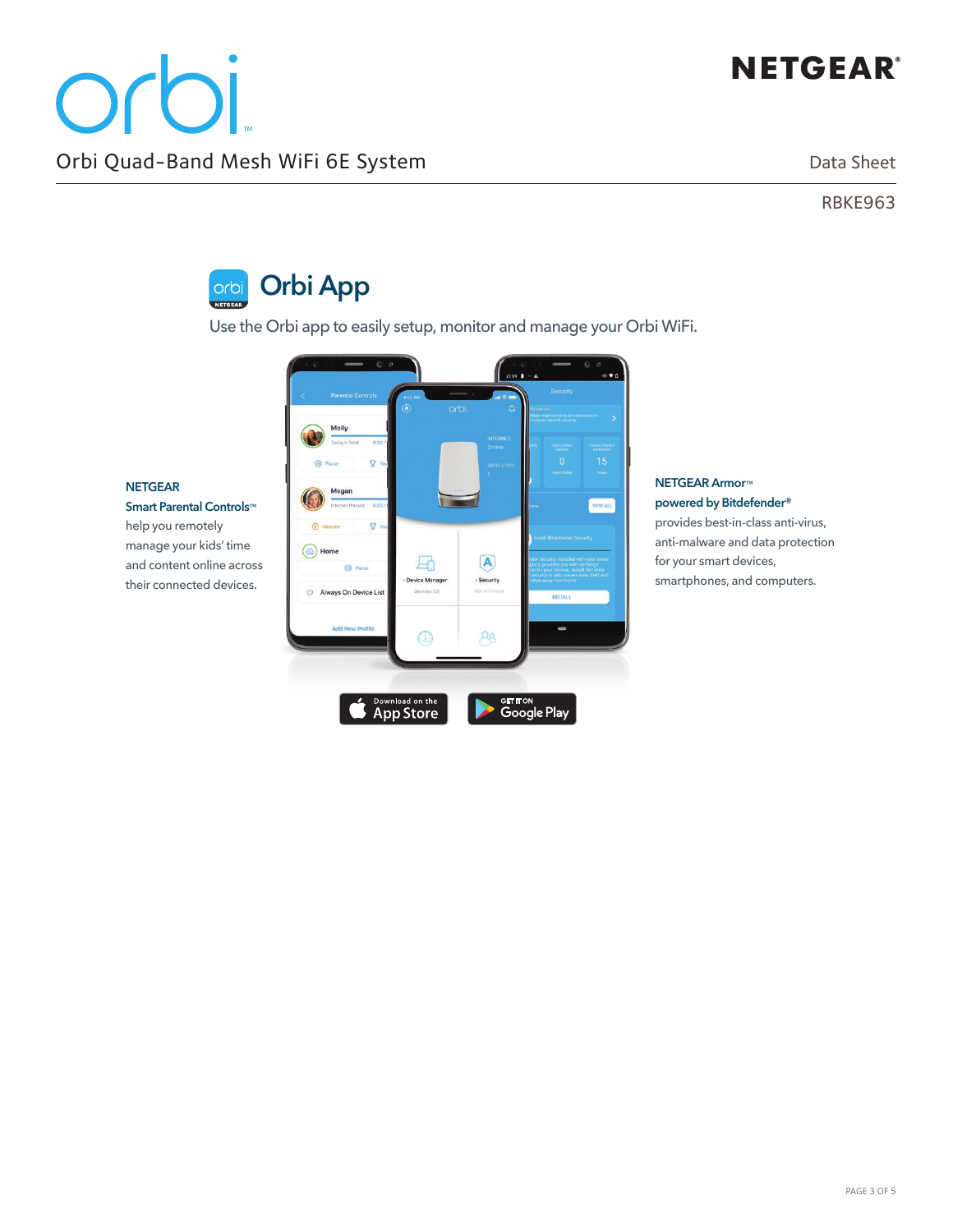# Orbi App

Use the Orbi app to easily setup, monitor and manage your Orbi WiFi.

**NETGEAR Smart Parental Controls™** help you remotely manage your kids' time and content online across their connected devices.

**NETGEAR Armor™ powered by Bitdefender®** provides best-in-class anti-virus, anti-malware and data protection for your smart devices, smartphones, and computers.

Download on the App Store

GET IT ON Google Play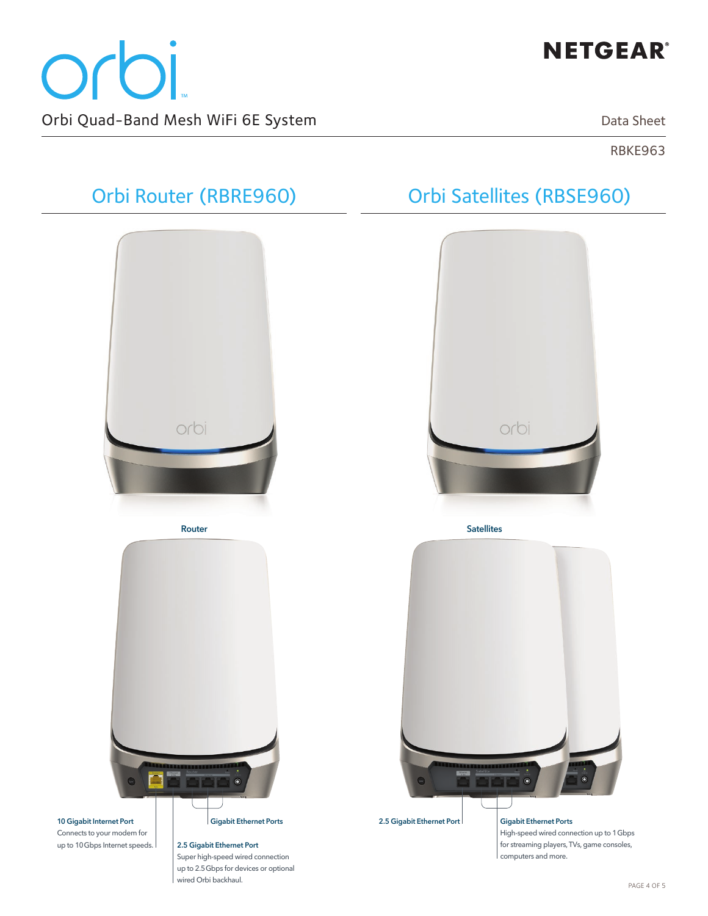# orbi

**NETGEAR**

Orbi Quad-Band Mesh WiFi 6E System

Data Sheet

RBKE963

## Orbi Router (RBRE960)

## Orbi Satellites (RBSE960)

**Router**

**Satellites**

**10 Gigabit Internet Port**
Connects to your modem for up to 10 Gbps Internet speeds.

**Gigabit Ethernet Ports**

**2.5 Gigabit Ethernet Port**
Super high-speed wired connection up to 2.5 Gbps for devices or optional wired Orbi backhaul.

**2.5 Gigabit Ethernet Port**

**Gigabit Ethernet Ports**
High-speed wired connection up to 1 Gbps for streaming players, TVs, game consoles, computers and more.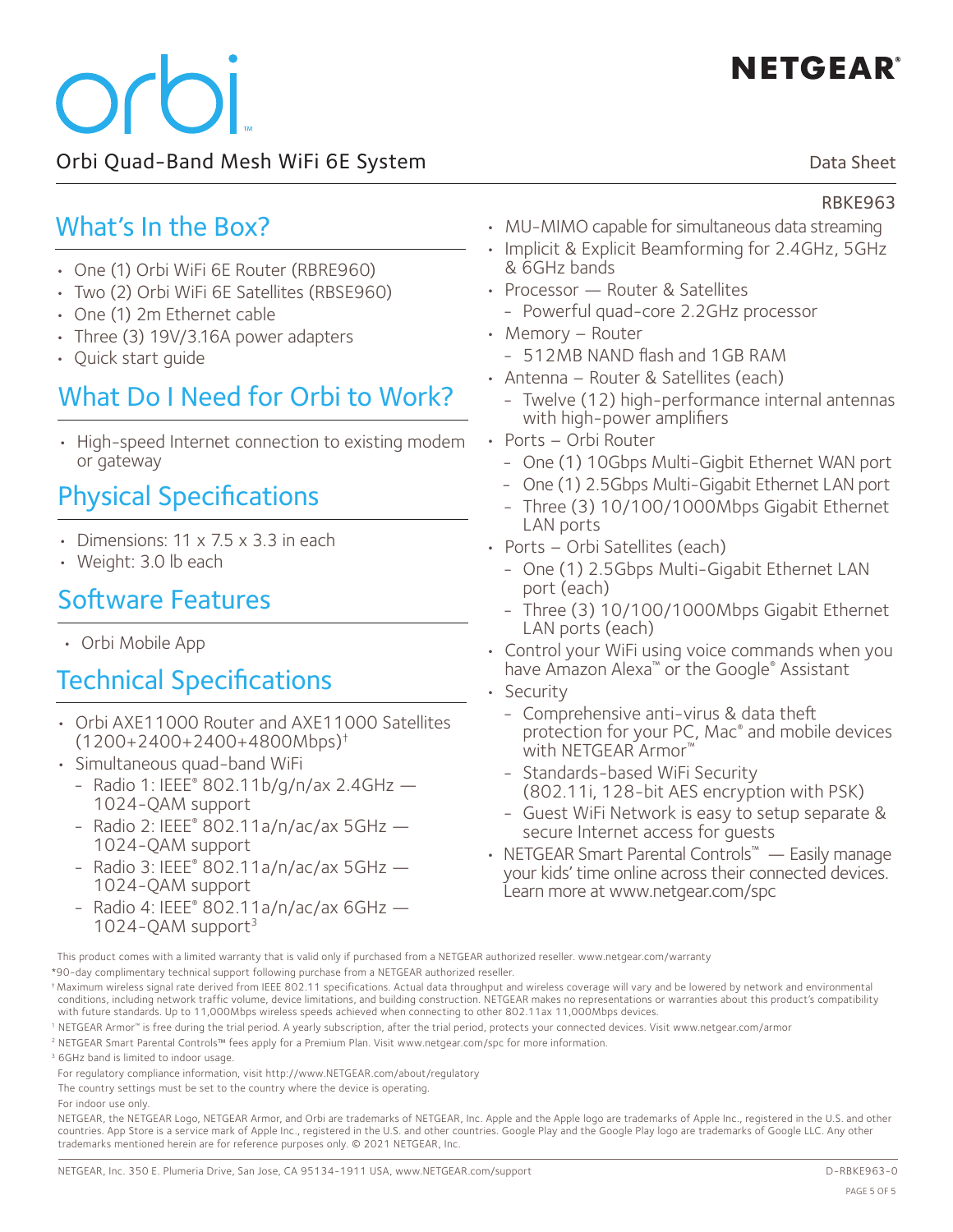# orbi™

Orbi Quad-Band Mesh WiFi 6E System

**NETGEAR®**

Data Sheet

RBKE963

## What's In the Box?

- One (1) Orbi WiFi 6E Router (RBRE960)
- Two (2) Orbi WiFi 6E Satellites (RBSE960)
- One (1) 2m Ethernet cable
- Three (3) 19V/3.16A power adapters
- Quick start guide

## What Do I Need for Orbi to Work?

- High-speed Internet connection to existing modem or gateway

## Physical Specifications

- Dimensions: 11 x 7.5 x 3.3 in each
- Weight: 3.0 lb each

## Software Features

- Orbi Mobile App

## Technical Specifications

- Orbi AXE11000 Router and AXE11000 Satellites (1200+2400+2400+4800Mbps)†
- Simultaneous quad-band WiFi
  - Radio 1: IEEE® 802.11b/g/n/ax 2.4GHz — 1024-QAM support
  - Radio 2: IEEE® 802.11a/n/ac/ax 5GHz — 1024-QAM support
  - Radio 3: IEEE® 802.11a/n/ac/ax 5GHz — 1024-QAM support
  - Radio 4: IEEE® 802.11a/n/ac/ax 6GHz — 1024-QAM support[3]
- MU-MIMO capable for simultaneous data streaming
- Implicit & Explicit Beamforming for 2.4GHz, 5GHz & 6GHz bands
- Processor — Router & Satellites
  - Powerful quad-core 2.2GHz processor
- Memory – Router
  - 512MB NAND flash and 1GB RAM
- Antenna – Router & Satellites (each)
  - Twelve (12) high-performance internal antennas with high-power amplifiers
- Ports – Orbi Router
  - One (1) 10Gbps Multi-Gigbit Ethernet WAN port
  - One (1) 2.5Gbps Multi-Gigabit Ethernet LAN port
  - Three (3) 10/100/1000Mbps Gigabit Ethernet LAN ports
- Ports – Orbi Satellites (each)
  - One (1) 2.5Gbps Multi-Gigabit Ethernet LAN port (each)
  - Three (3) 10/100/1000Mbps Gigabit Ethernet LAN ports (each)
- Control your WiFi using voice commands when you have Amazon Alexa™ or the Google® Assistant
- Security
  - Comprehensive anti-virus & data theft protection for your PC, Mac® and mobile devices with NETGEAR Armor™
  - Standards-based WiFi Security (802.11i, 128-bit AES encryption with PSK)
  - Guest WiFi Network is easy to setup separate & secure Internet access for guests
- NETGEAR Smart Parental Controls™ — Easily manage your kids' time online across their connected devices. Learn more at www.netgear.com/spc

This product comes with a limited warranty that is valid only if purchased from a NETGEAR authorized reseller. www.netgear.com/warranty

*90-day complimentary technical support following purchase from a NETGEAR authorized reseller.

† Maximum wireless signal rate derived from IEEE 802.11 specifications. Actual data throughput and wireless coverage will vary and be lowered by network and environmental conditions, including network traffic volume, device limitations, and building construction. NETGEAR makes no representations or warranties about this product's compatibility with future standards. Up to 11,000Mbps wireless speeds achieved when connecting to other 802.11ax 11,000Mbps devices.

[1] NETGEAR Armor™ is free during the trial period. A yearly subscription, after the trial period, protects your connected devices. Visit www.netgear.com/armor

[2] NETGEAR Smart Parental Controls™ fees apply for a Premium Plan. Visit www.netgear.com/spc for more information.

[3] 6GHz band is limited to indoor usage.

For regulatory compliance information, visit http://www.NETGEAR.com/about/regulatory

The country settings must be set to the country where the device is operating.

For indoor use only.

NETGEAR, the NETGEAR Logo, NETGEAR Armor, and Orbi are trademarks of NETGEAR, Inc. Apple and the Apple logo are trademarks of Apple Inc., registered in the U.S. and other countries. App Store is a service mark of Apple Inc., registered in the U.S. and other countries. Google Play and the Google Play logo are trademarks of Google LLC. Any other trademarks mentioned herein are for reference purposes only. © 2021 NETGEAR, Inc.

NETGEAR, Inc. 350 E. Plumeria Drive, San Jose, CA 95134-1911 USA, www.NETGEAR.com/support

D-RBKE963-0